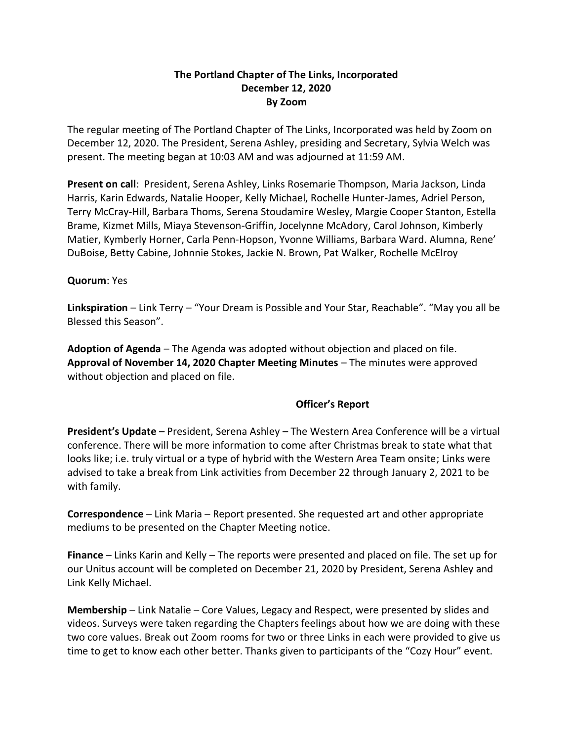# The Portland Chapter of The Links, Incorporated
## December 12, 2020
## By Zoom

The regular meeting of The Portland Chapter of The Links, Incorporated was held by Zoom on December 12, 2020. The President, Serena Ashley, presiding and Secretary, Sylvia Welch was present. The meeting began at 10:03 AM and was adjourned at 11:59 AM.

**Present on call**: President, Serena Ashley, Links Rosemarie Thompson, Maria Jackson, Linda Harris, Karin Edwards, Natalie Hooper, Kelly Michael, Rochelle Hunter-James, Adriel Person, Terry McCray-Hill, Barbara Thoms, Serena Stoudamire Wesley, Margie Cooper Stanton, Estella Brame, Kizmet Mills, Miaya Stevenson-Griffin, Jocelynne McAdory, Carol Johnson, Kimberly Matier, Kymberly Horner, Carla Penn-Hopson, Yvonne Williams, Barbara Ward. Alumna, Rene' DuBoise, Betty Cabine, Johnnie Stokes, Jackie N. Brown, Pat Walker, Rochelle McElroy

**Quorum**: Yes

**Linkspiration** – Link Terry – "Your Dream is Possible and Your Star, Reachable". "May you all be Blessed this Season".

**Adoption of Agenda** – The Agenda was adopted without objection and placed on file.
**Approval of November 14, 2020 Chapter Meeting Minutes** – The minutes were approved without objection and placed on file.

### Officer's Report

**President's Update** – President, Serena Ashley – The Western Area Conference will be a virtual conference. There will be more information to come after Christmas break to state what that looks like; i.e. truly virtual or a type of hybrid with the Western Area Team onsite; Links were advised to take a break from Link activities from December 22 through January 2, 2021 to be with family.

**Correspondence** – Link Maria – Report presented. She requested art and other appropriate mediums to be presented on the Chapter Meeting notice.

**Finance** – Links Karin and Kelly – The reports were presented and placed on file. The set up for our Unitus account will be completed on December 21, 2020 by President, Serena Ashley and Link Kelly Michael.

**Membership** – Link Natalie – Core Values, Legacy and Respect, were presented by slides and videos. Surveys were taken regarding the Chapters feelings about how we are doing with these two core values. Break out Zoom rooms for two or three Links in each were provided to give us time to get to know each other better. Thanks given to participants of the "Cozy Hour" event.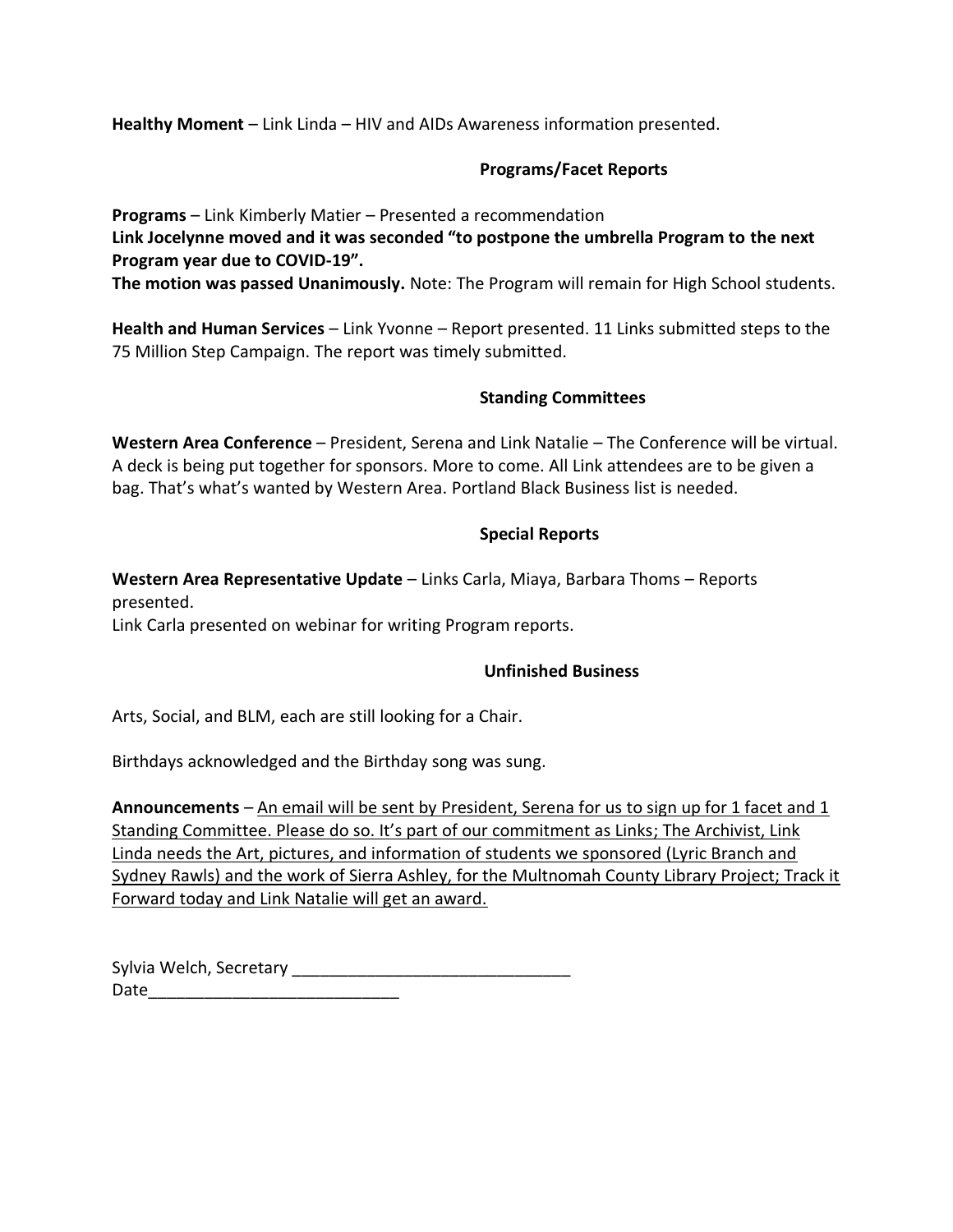**Healthy Moment** – Link Linda – HIV and AIDs Awareness information presented.

## Programs/Facet Reports

**Programs** – Link Kimberly Matier – Presented a recommendation
**Link Jocelynne moved and it was seconded "to postpone the umbrella Program to the next Program year due to COVID-19".**
**The motion was passed Unanimously.** Note: The Program will remain for High School students.

**Health and Human Services** – Link Yvonne – Report presented. 11 Links submitted steps to the 75 Million Step Campaign. The report was timely submitted.

## Standing Committees

**Western Area Conference** – President, Serena and Link Natalie – The Conference will be virtual. A deck is being put together for sponsors. More to come. All Link attendees are to be given a bag. That's what's wanted by Western Area. Portland Black Business list is needed.

## Special Reports

**Western Area Representative Update** – Links Carla, Miaya, Barbara Thoms – Reports presented.
Link Carla presented on webinar for writing Program reports.

## Unfinished Business

Arts, Social, and BLM, each are still looking for a Chair.

Birthdays acknowledged and the Birthday song was sung.

**Announcements** – <u>An email will be sent by President, Serena for us to sign up for 1 facet and 1 Standing Committee. Please do so. It's part of our commitment as Links; The Archivist, Link Linda needs the Art, pictures, and information of students we sponsored (Lyric Branch and Sydney Rawls) and the work of Sierra Ashley, for the Multnomah County Library Project; Track it Forward today and Link Natalie will get an award.</u>

Sylvia Welch, Secretary ______________________________
Date___________________________